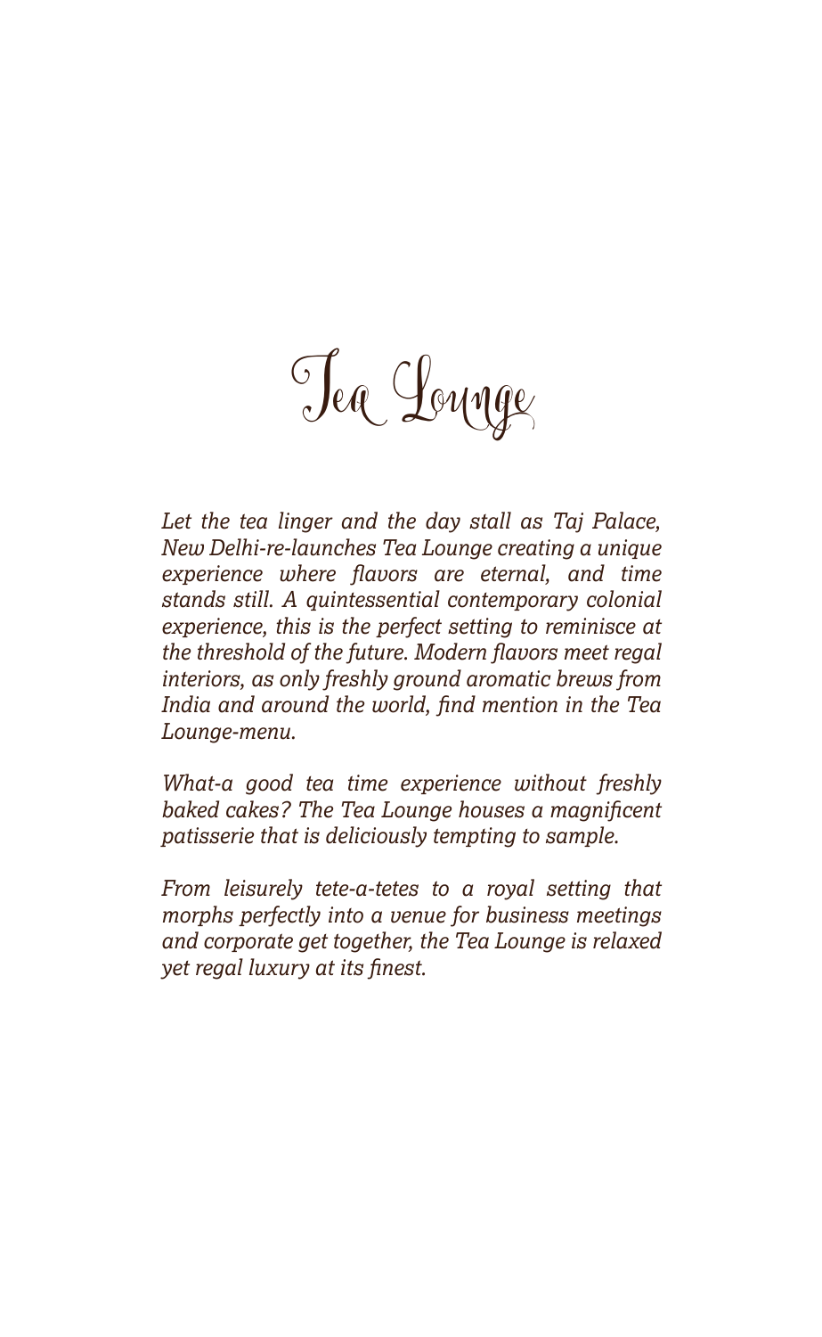# Tea Lounge

*Let the tea linger and the day stall as Taj Palace, New Delhi-re-launches Tea Lounge creating a unique experience where flavors are eternal, and time stands still. A quintessential contemporary colonial experience, this is the perfect setting to reminisce at the threshold of the future. Modern flavors meet regal interiors, as only freshly ground aromatic brews from India and around the world, find mention in the Tea Lounge-menu.*

*What-a good tea time experience without freshly baked cakes? The Tea Lounge houses a magnificent patisserie that is deliciously tempting to sample.*

*From leisurely tete-a-tetes to a royal setting that morphs perfectly into a venue for business meetings and corporate get together, the Tea Lounge is relaxed yet regal luxury at its finest.*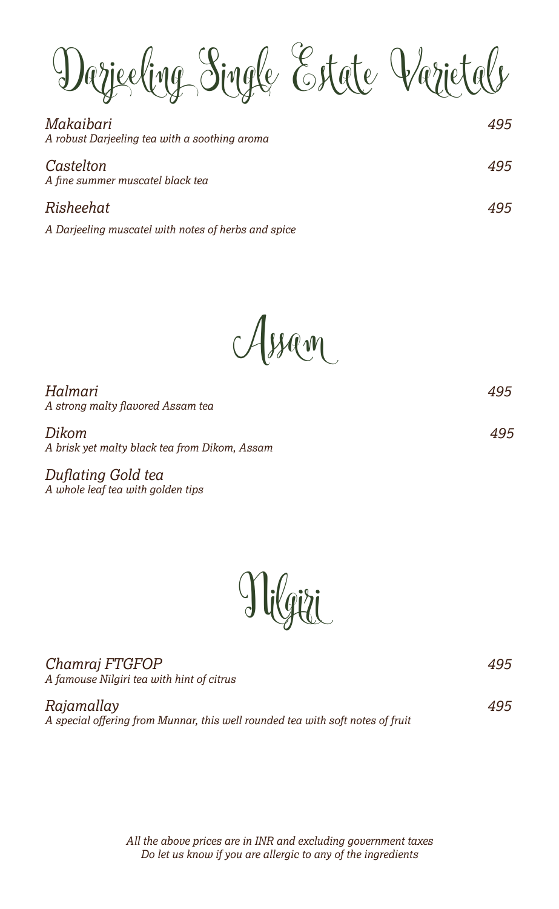# Darjeeling Single Estate Varietals

*Makaibari* — *495*
*A robust Darjeeling tea with a soothing aroma*

*Castelton* — *495*
*A fine summer muscatel black tea*

*Risheehat* — *495*
*A Darjeeling muscatel with notes of herbs and spice*

# Assam

*Halmari* — *495*
*A strong malty flavored Assam tea*

*Dikom* — *495*
*A brisk yet malty black tea from Dikom, Assam*

*Duflating Gold tea*
*A whole leaf tea with golden tips*

# Nilgiri

*Chamraj FTGFOP* — *495*
*A famouse Nilgiri tea with hint of citrus*

*Rajamallay* — *495*
*A special offering from Munnar, this well rounded tea with soft notes of fruit*

*All the above prices are in INR and excluding government taxes*
*Do let us know if you are allergic to any of the ingredients*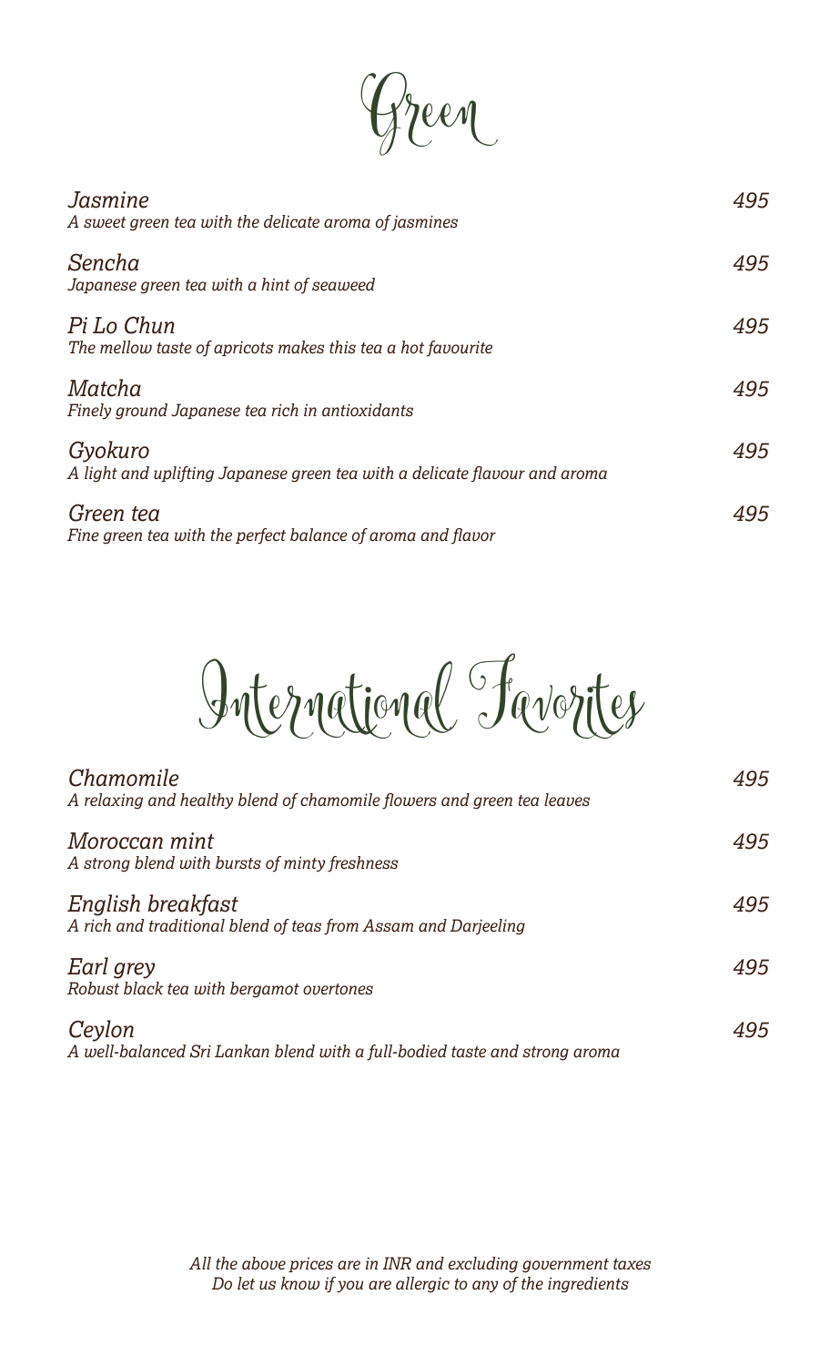# Green

*Jasmine* *495*
*A sweet green tea with the delicate aroma of jasmines*

*Sencha* *495*
*Japanese green tea with a hint of seaweed*

*Pi Lo Chun* *495*
*The mellow taste of apricots makes this tea a hot favourite*

*Matcha* *495*
*Finely ground Japanese tea rich in antioxidants*

*Gyokuro* *495*
*A light and uplifting Japanese green tea with a delicate flavour and aroma*

*Green tea* *495*
*Fine green tea with the perfect balance of aroma and flavor*

# International Favorites

*Chamomile* *495*
*A relaxing and healthy blend of chamomile flowers and green tea leaves*

*Moroccan mint* *495*
*A strong blend with bursts of minty freshness*

*English breakfast* *495*
*A rich and traditional blend of teas from Assam and Darjeeling*

*Earl grey* *495*
*Robust black tea with bergamot overtones*

*Ceylon* *495*
*A well-balanced Sri Lankan blend with a full-bodied taste and strong aroma*

*All the above prices are in INR and excluding government taxes*
*Do let us know if you are allergic to any of the ingredients*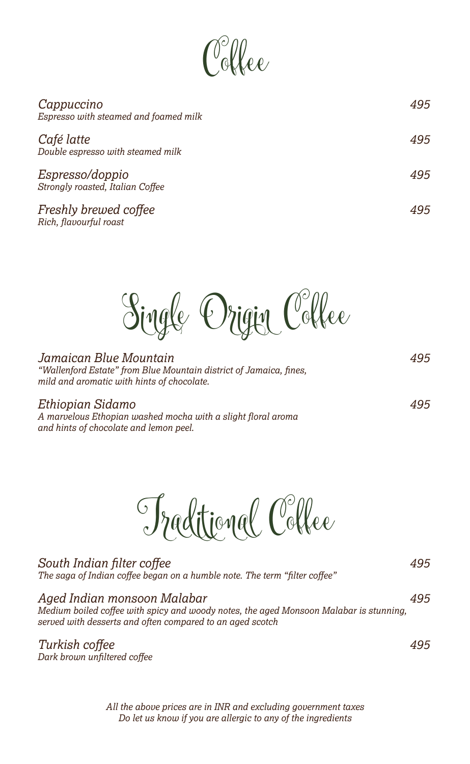# Coffee

*Cappuccino* — *495*
*Espresso with steamed and foamed milk*

*Café latte* — *495*
*Double espresso with steamed milk*

*Espresso/doppio* — *495*
*Strongly roasted, Italian Coffee*

*Freshly brewed coffee* — *495*
*Rich, flavourful roast*

# Single Origin Coffee

*Jamaican Blue Mountain* — *495*
*"Wallenford Estate" from Blue Mountain district of Jamaica, fines, mild and aromatic with hints of chocolate.*

*Ethiopian Sidamo* — *495*
*A marvelous Ethopian washed mocha with a slight floral aroma and hints of chocolate and lemon peel.*

# Traditional Coffee

*South Indian filter coffee* — *495*
*The saga of Indian coffee began on a humble note. The term "filter coffee"*

*Aged Indian monsoon Malabar* — *495*
*Medium boiled coffee with spicy and woody notes, the aged Monsoon Malabar is stunning, served with desserts and often compared to an aged scotch*

*Turkish coffee* — *495*
*Dark brown unfiltered coffee*

*All the above prices are in INR and excluding government taxes*
*Do let us know if you are allergic to any of the ingredients*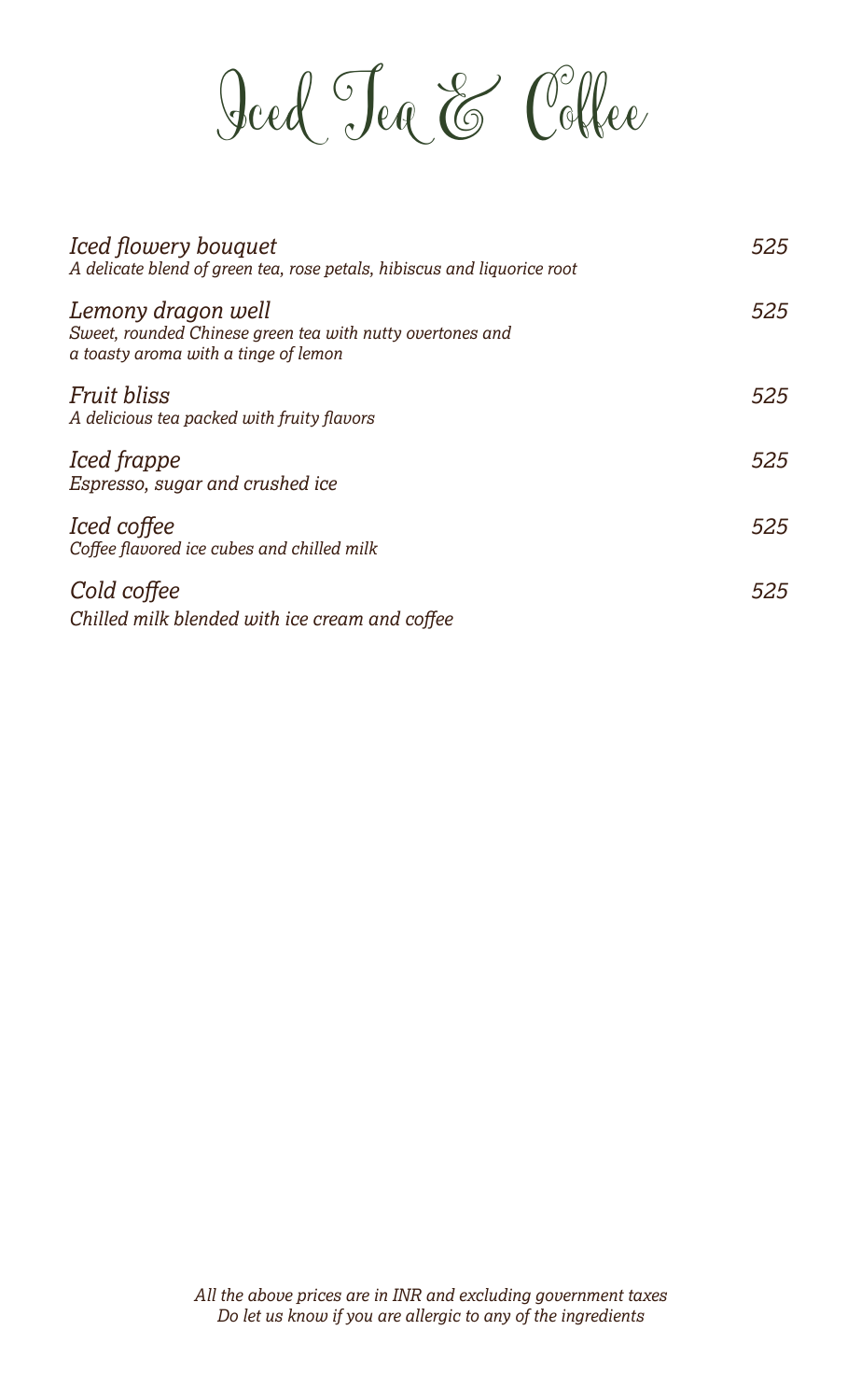# Iced Tea & Coffee

*Iced flowery bouquet* — *525*
*A delicate blend of green tea, rose petals, hibiscus and liquorice root*

*Lemony dragon well* — *525*
*Sweet, rounded Chinese green tea with nutty overtones and a toasty aroma with a tinge of lemon*

*Fruit bliss* — *525*
*A delicious tea packed with fruity flavors*

*Iced frappe* — *525*
*Espresso, sugar and crushed ice*

*Iced coffee* — *525*
*Coffee flavored ice cubes and chilled milk*

*Cold coffee* — *525*
*Chilled milk blended with ice cream and coffee*

*All the above prices are in INR and excluding government taxes*
*Do let us know if you are allergic to any of the ingredients*